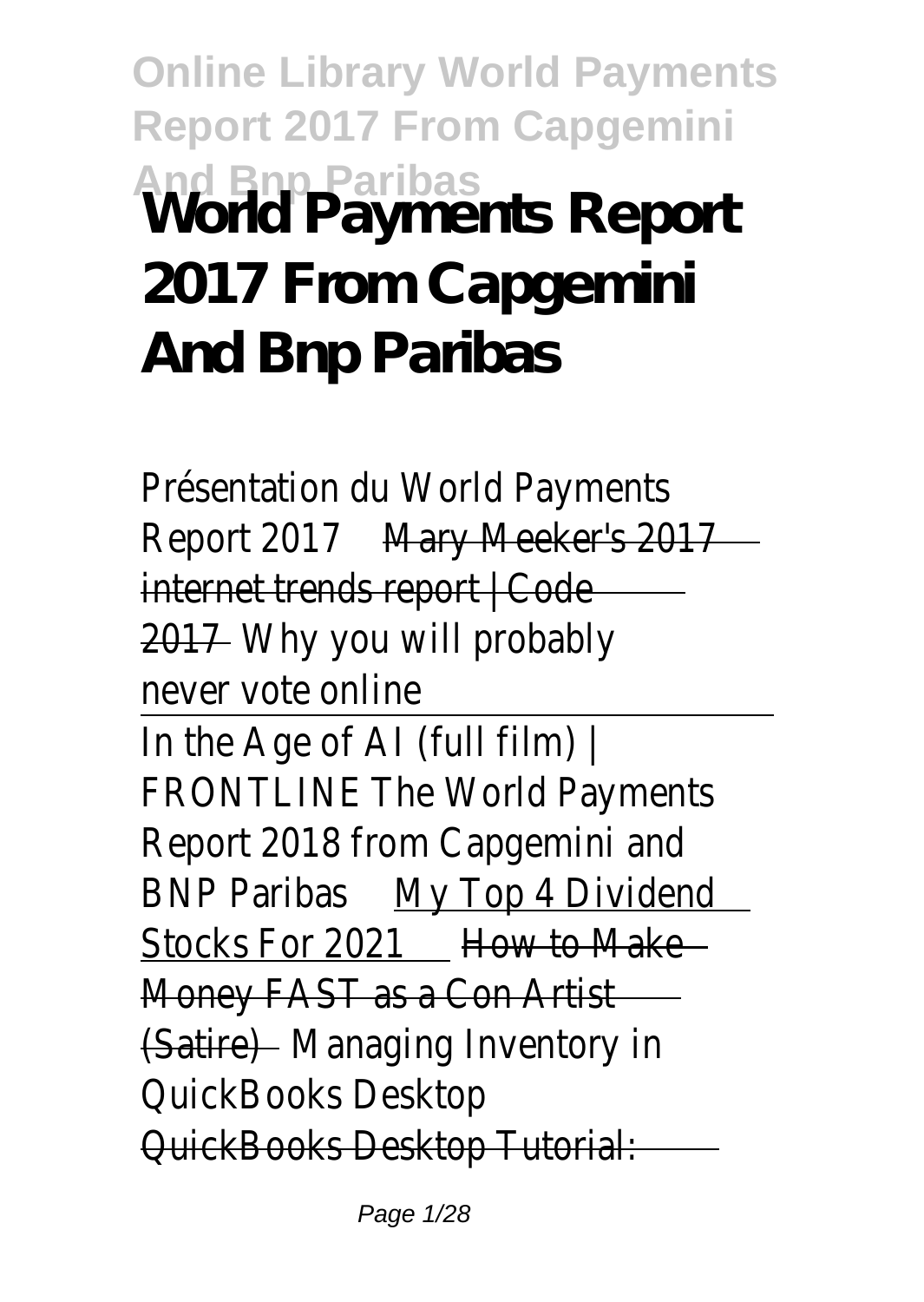# World Payments Report 2017 From Capgemini And Bnp Paribas

Présentation du World Payments Report 2017 ~~Mary Meeker's 2017 internet trends report | Code 2017~~ Why you will probably never vote online

In the Age of AI (full film) | FRONTLINE The World Payments Report 2018 from Capgemini and BNP Paribas My Top 4 Dividend Stocks For 2021 ~~How to Make Money FAST as a Con Artist (Satire)~~ Managing Inventory in QuickBooks Desktop

~~QuickBooks Desktop Tutorial:~~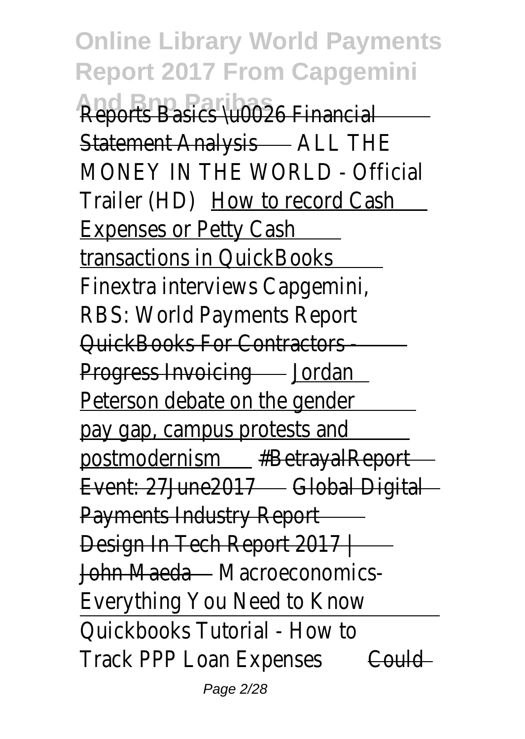Reports Basics \u0026 Financial Statement Analysis ALL THE MONEY IN THE WORLD - Official Trailer (HD) How to record Cash Expenses or Petty Cash transactions in QuickBooks Finextra interviews Capgemini, RBS: World Payments Report QuickBooks For Contractors - Progress Invoicing Jordan Peterson debate on the gender pay gap, campus protests and postmodernism #BetrayalReport Event: 27June2017 Global Digital Payments Industry Report Design In Tech Report 2017 | John Maeda Macroeconomics- Everything You Need to Know Quickbooks Tutorial - How to Track PPP Loan Expenses Could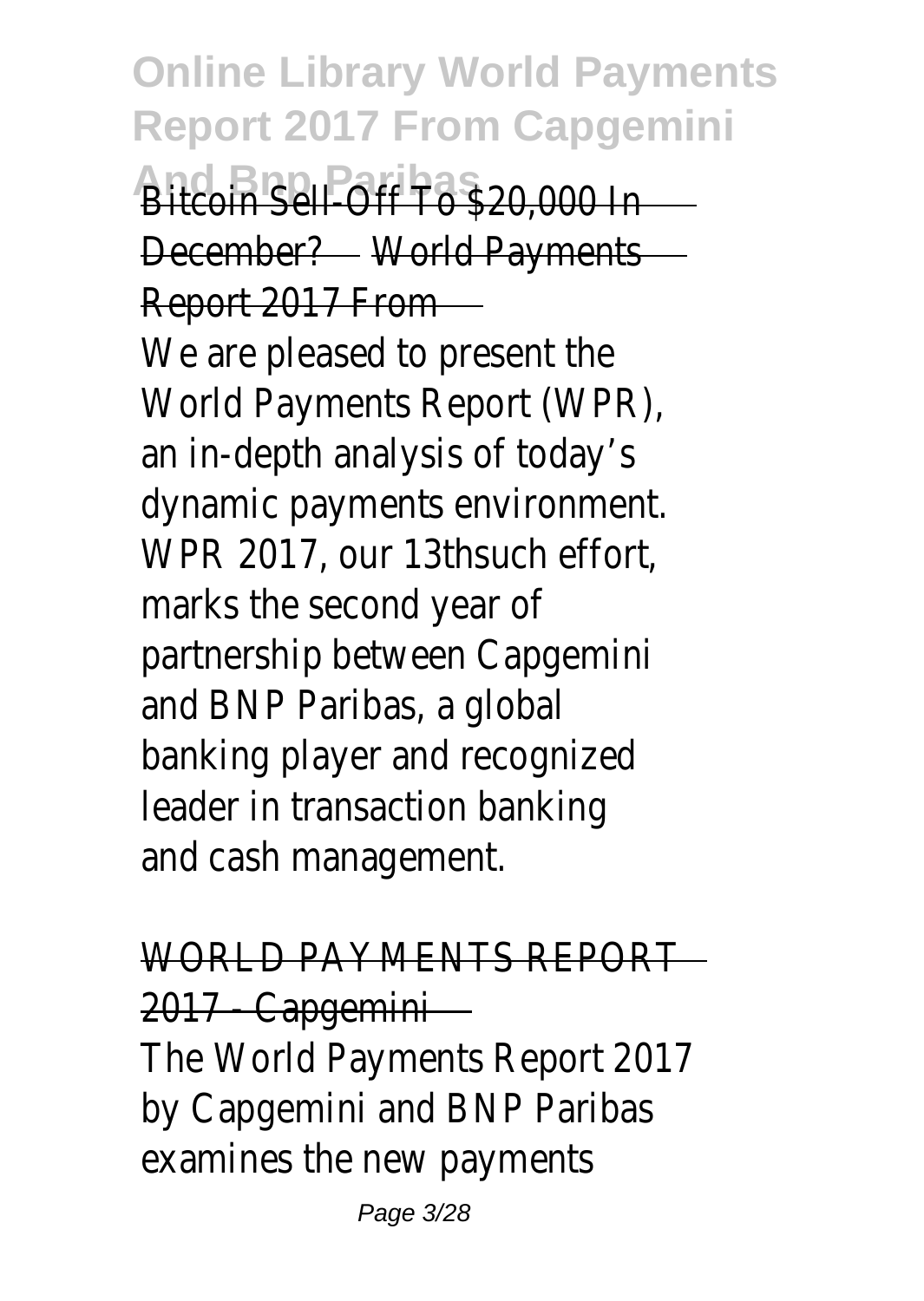Bitcoin Sell-Off To $20,000 In December? World Payments Report 2017 From

We are pleased to present the World Payments Report (WPR), an in-depth analysis of today's dynamic payments environment. WPR 2017, our 13thsuch effort, marks the second year of partnership between Capgemini and BNP Paribas, a global banking player and recognized leader in transaction banking and cash management.

WORLD PAYMENTS REPORT 2017 - Capgemini

The World Payments Report 2017 by Capgemini and BNP Paribas examines the new payments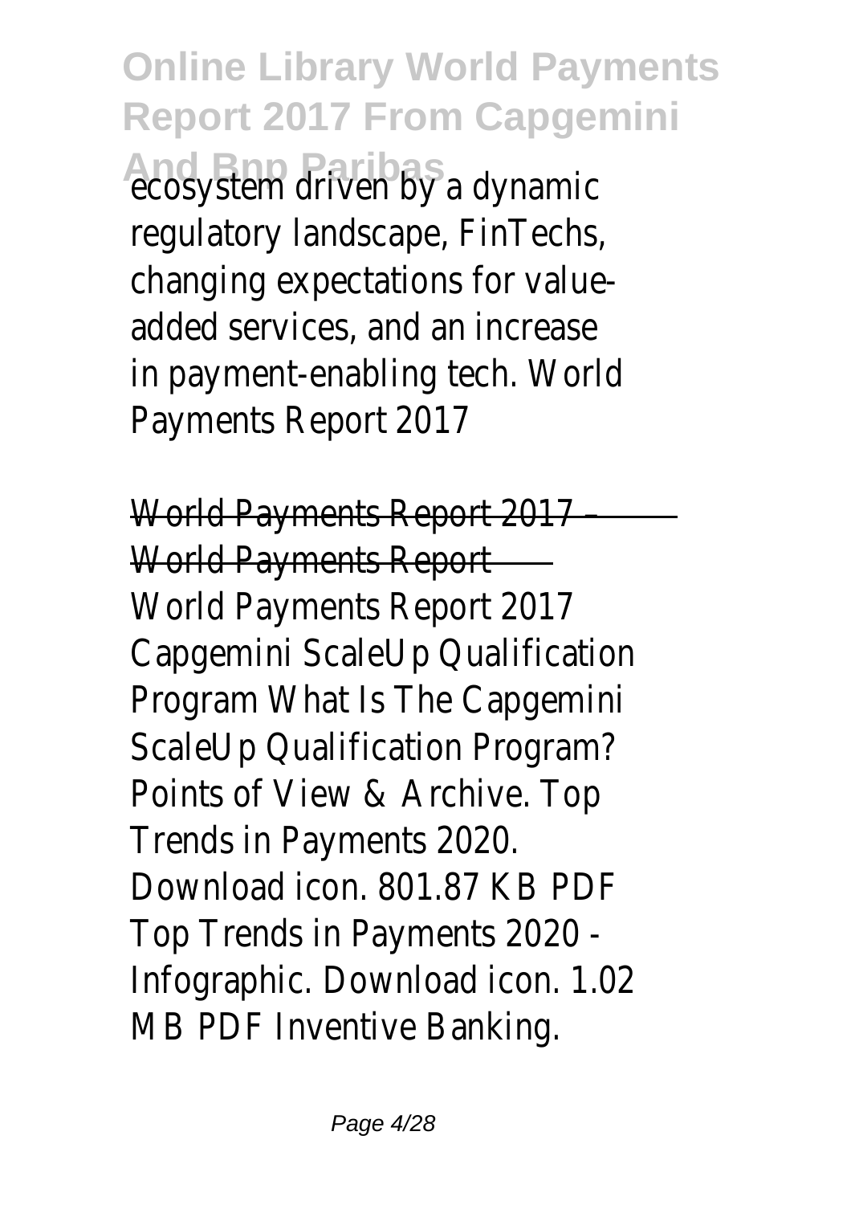ecosystem driven by a dynamic regulatory landscape, FinTechs, changing expectations for value-added services, and an increase in payment-enabling tech. World Payments Report 2017

World Payments Report 2017 – World Payments Report

World Payments Report 2017 Capgemini ScaleUp Qualification Program What Is The Capgemini ScaleUp Qualification Program? Points of View & Archive. Top Trends in Payments 2020. Download icon. 801.87 KB PDF Top Trends in Payments 2020 - Infographic. Download icon. 1.02 MB PDF Inventive Banking.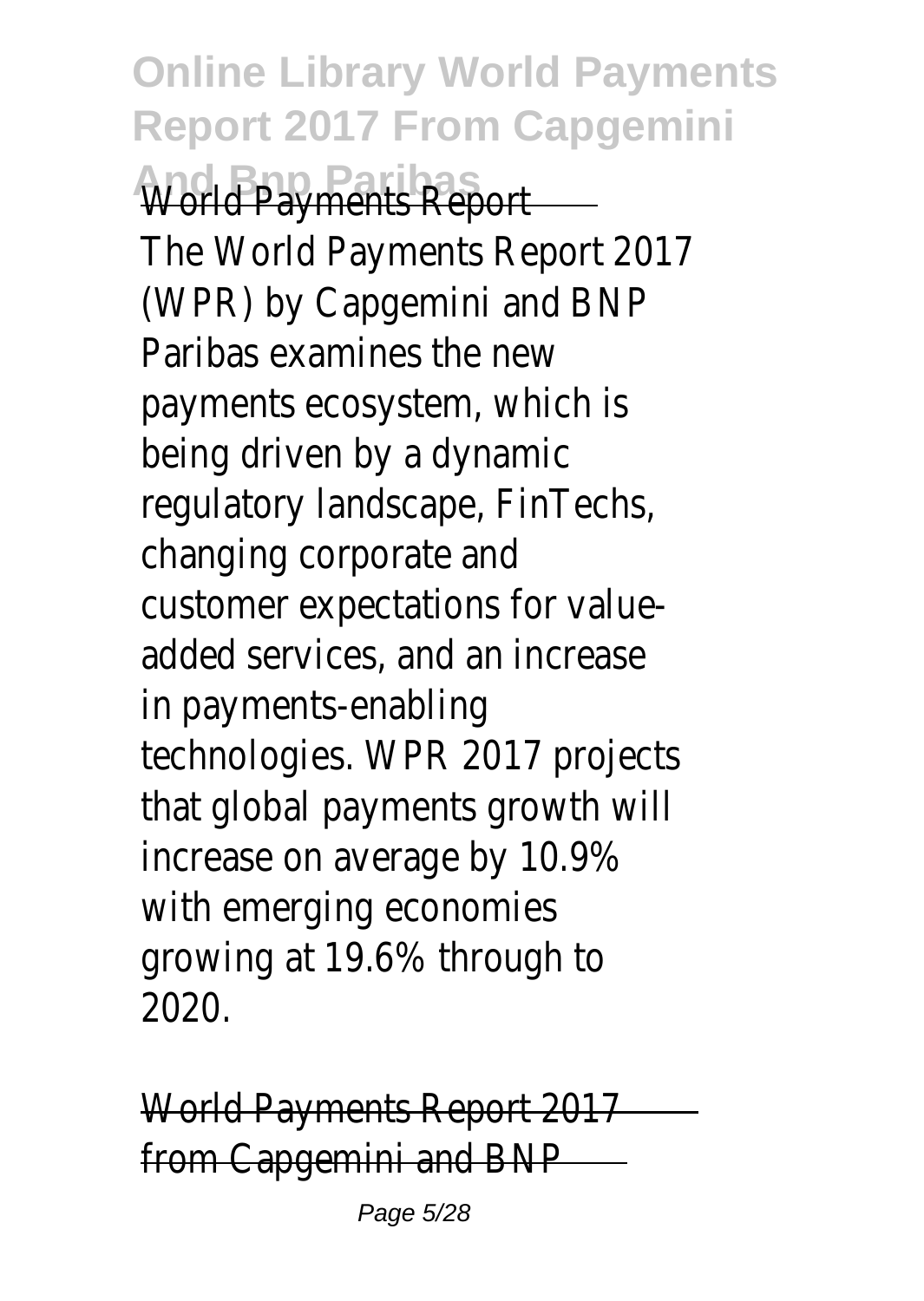World Payments Report

The World Payments Report 2017 (WPR) by Capgemini and BNP Paribas examines the new payments ecosystem, which is being driven by a dynamic regulatory landscape, FinTechs, changing corporate and customer expectations for value-added services, and an increase in payments-enabling technologies. WPR 2017 projects that global payments growth will increase on average by 10.9% with emerging economies growing at 19.6% through to 2020.

World Payments Report 2017 from Capgemini and BNP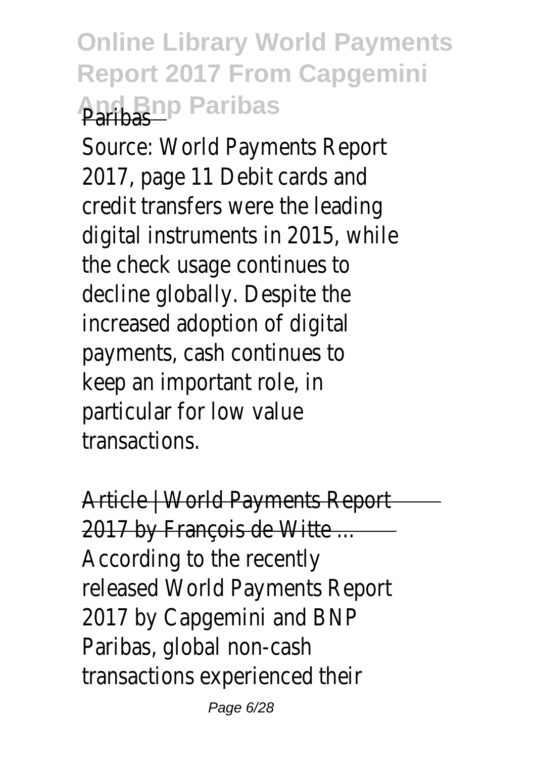Paribas

Source: World Payments Report 2017, page 11 Debit cards and credit transfers were the leading digital instruments in 2015, while the check usage continues to decline globally. Despite the increased adoption of digital payments, cash continues to keep an important role, in particular for low value transactions.

Article | World Payments Report 2017 by François de Witte ...

According to the recently released World Payments Report 2017 by Capgemini and BNP Paribas, global non-cash transactions experienced their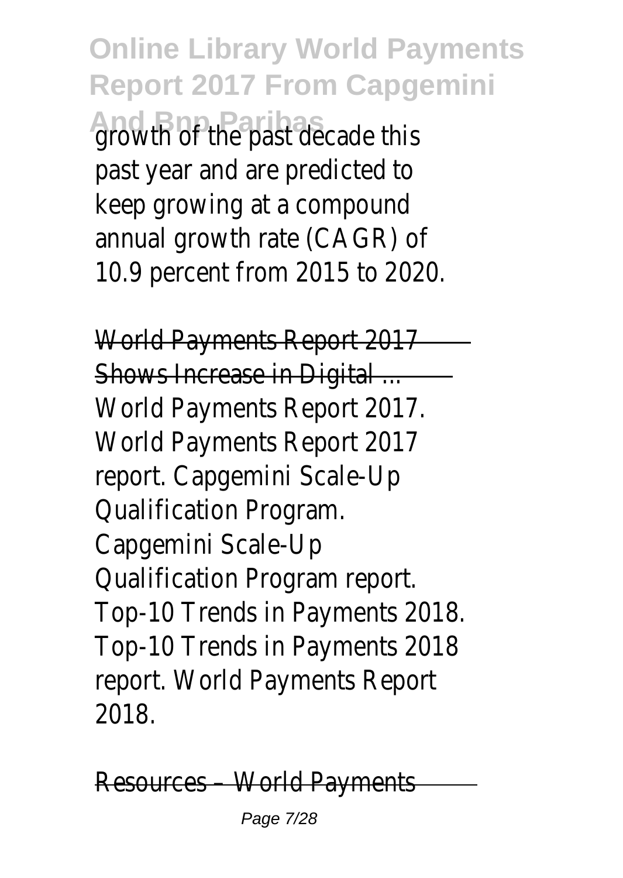growth of the past decade this past year and are predicted to keep growing at a compound annual growth rate (CAGR) of 10.9 percent from 2015 to 2020.

World Payments Report 2017 Shows Increase in Digital ...

World Payments Report 2017. World Payments Report 2017 report. Capgemini Scale-Up Qualification Program. Capgemini Scale-Up Qualification Program report. Top-10 Trends in Payments 2018. Top-10 Trends in Payments 2018 report. World Payments Report 2018.

Resources – World Payments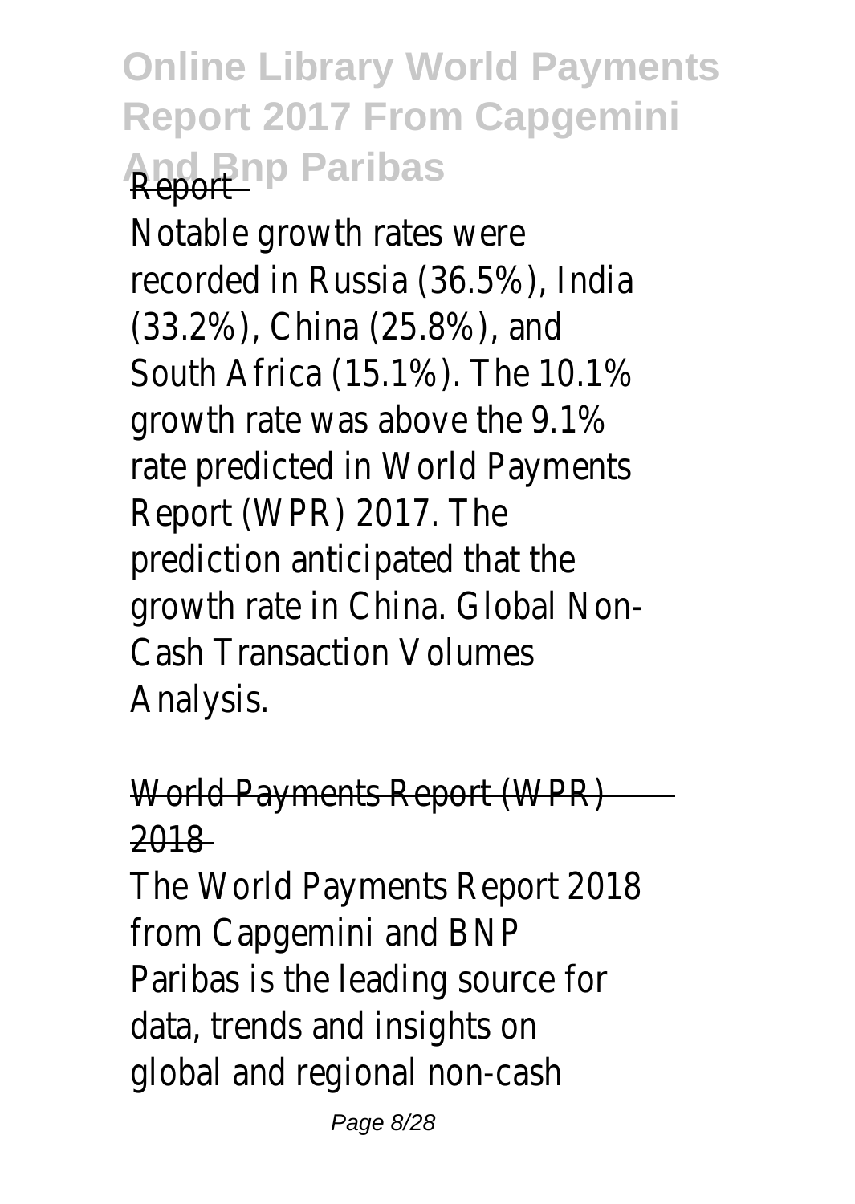Report

Notable growth rates were recorded in Russia (36.5%), India (33.2%), China (25.8%), and South Africa (15.1%). The 10.1% growth rate was above the 9.1% rate predicted in World Payments Report (WPR) 2017. The prediction anticipated that the growth rate in China. Global Non-Cash Transaction Volumes Analysis.

World Payments Report (WPR) 2018

The World Payments Report 2018 from Capgemini and BNP Paribas is the leading source for data, trends and insights on global and regional non-cash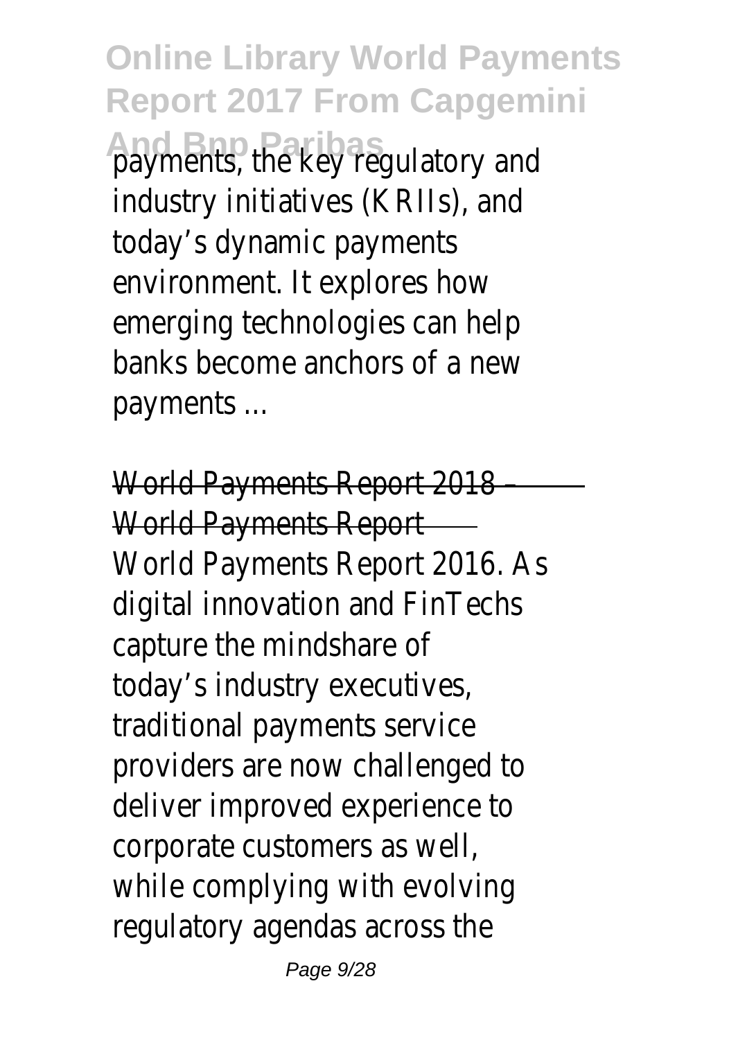payments, the key regulatory and industry initiatives (KRIIs), and today's dynamic payments environment. It explores how emerging technologies can help banks become anchors of a new payments ...

World Payments Report 2018 – World Payments Report

World Payments Report 2016. As digital innovation and FinTechs capture the mindshare of today's industry executives, traditional payments service providers are now challenged to deliver improved experience to corporate customers as well, while complying with evolving regulatory agendas across the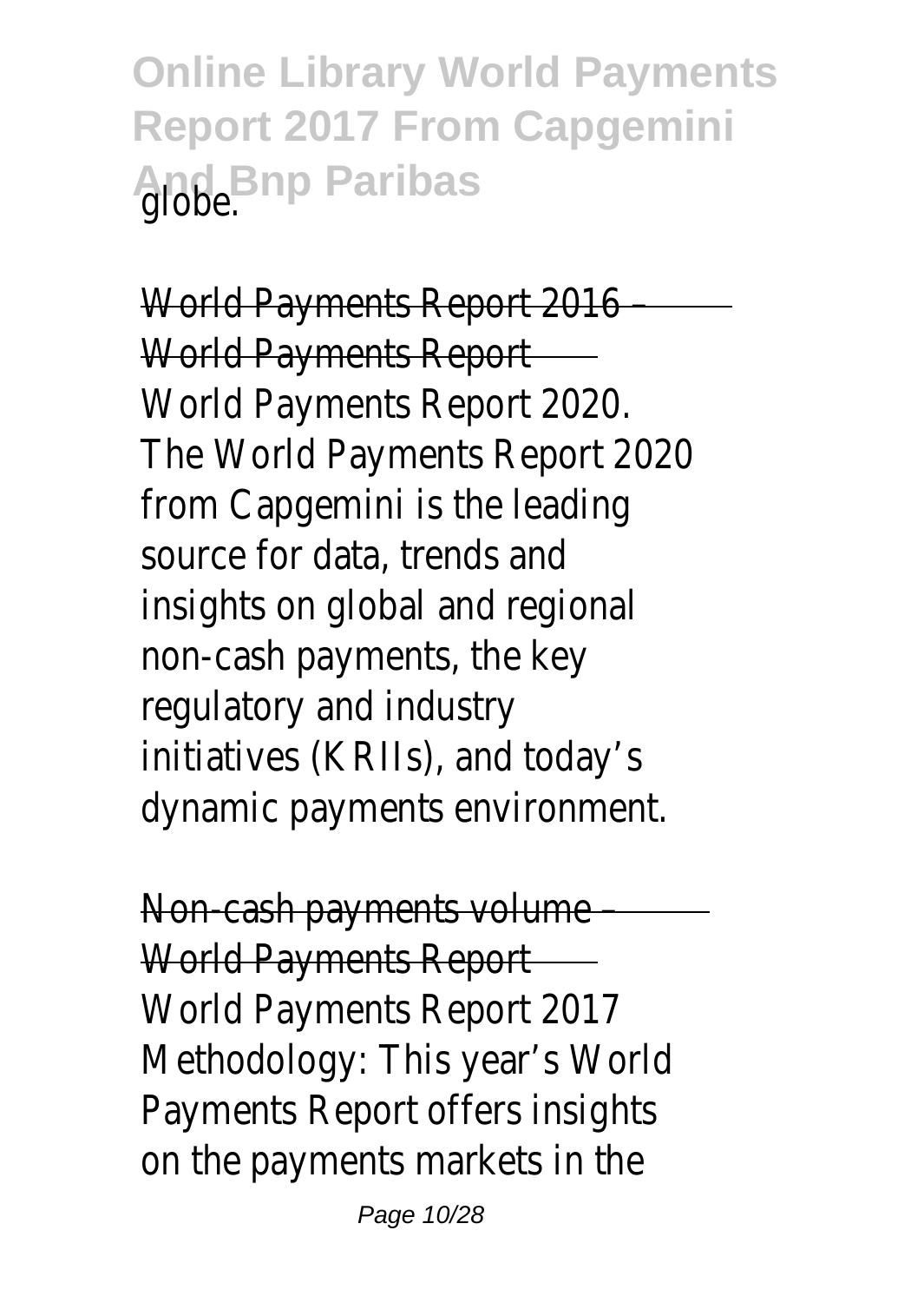globe.

World Payments Report 2016 – World Payments Report

World Payments Report 2020. The World Payments Report 2020 from Capgemini is the leading source for data, trends and insights on global and regional non-cash payments, the key regulatory and industry initiatives (KRIIs), and today's dynamic payments environment.

Non-cash payments volume – World Payments Report

World Payments Report 2017 Methodology: This year's World Payments Report offers insights on the payments markets in the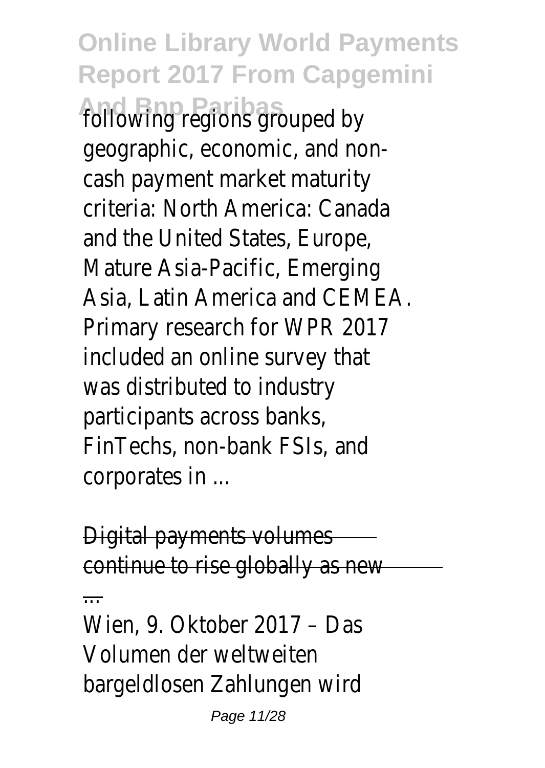following regions grouped by geographic, economic, and non-cash payment market maturity criteria: North America: Canada and the United States, Europe, Mature Asia-Pacific, Emerging Asia, Latin America and CEMEA. Primary research for WPR 2017 included an online survey that was distributed to industry participants across banks, FinTechs, non-bank FSIs, and corporates in ...

Digital payments volumes continue to rise globally as new ...

Wien, 9. Oktober 2017 – Das Volumen der weltweiten bargeldlosen Zahlungen wird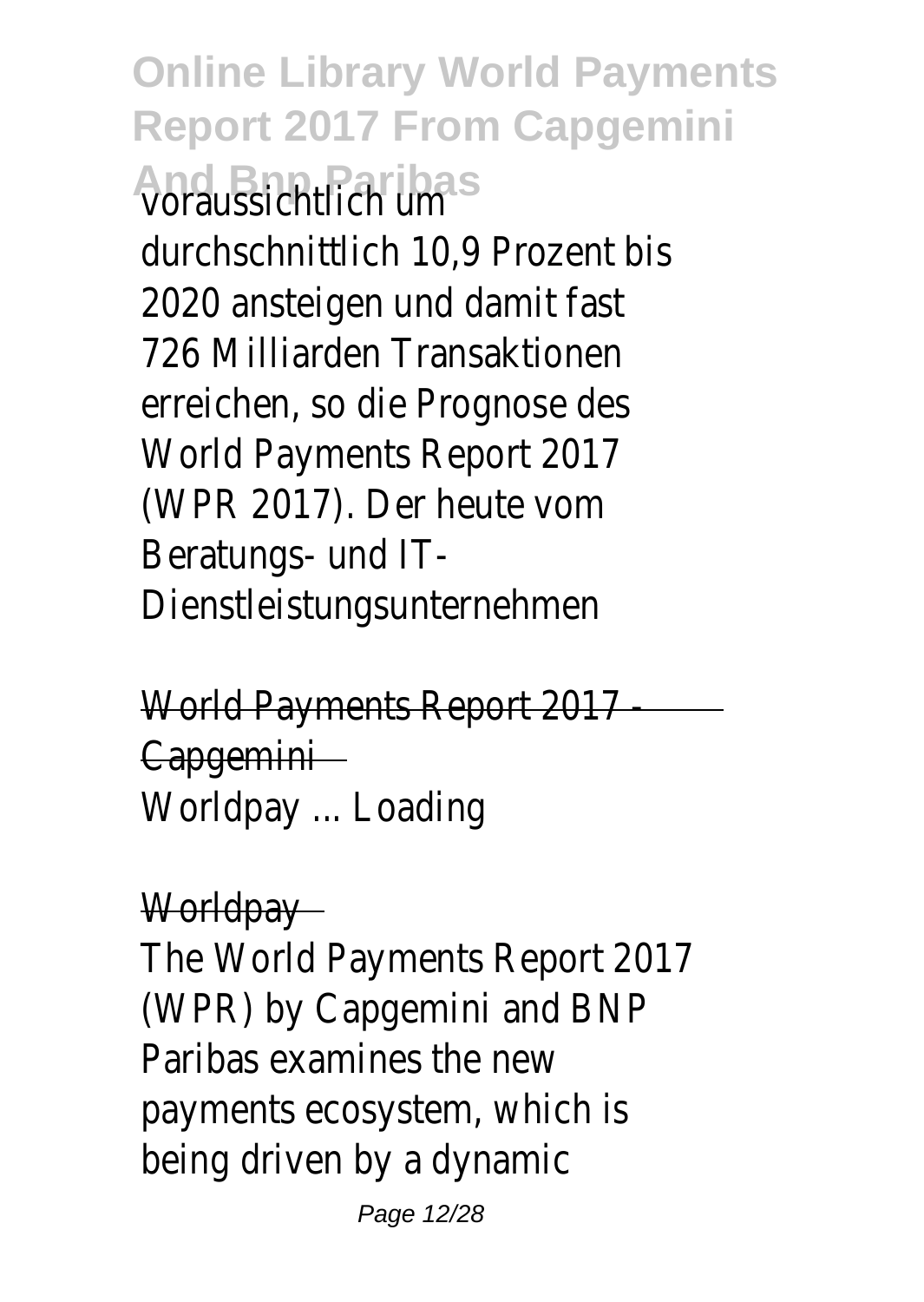voraussichtlich um durchschnittlich 10,9 Prozent bis 2020 ansteigen und damit fast 726 Milliarden Transaktionen erreichen, so die Prognose des World Payments Report 2017 (WPR 2017). Der heute vom Beratungs- und IT-Dienstleistungsunternehmen

World Payments Report 2017 - Capgemini

Worldpay ... Loading

Worldpay

The World Payments Report 2017 (WPR) by Capgemini and BNP Paribas examines the new payments ecosystem, which is being driven by a dynamic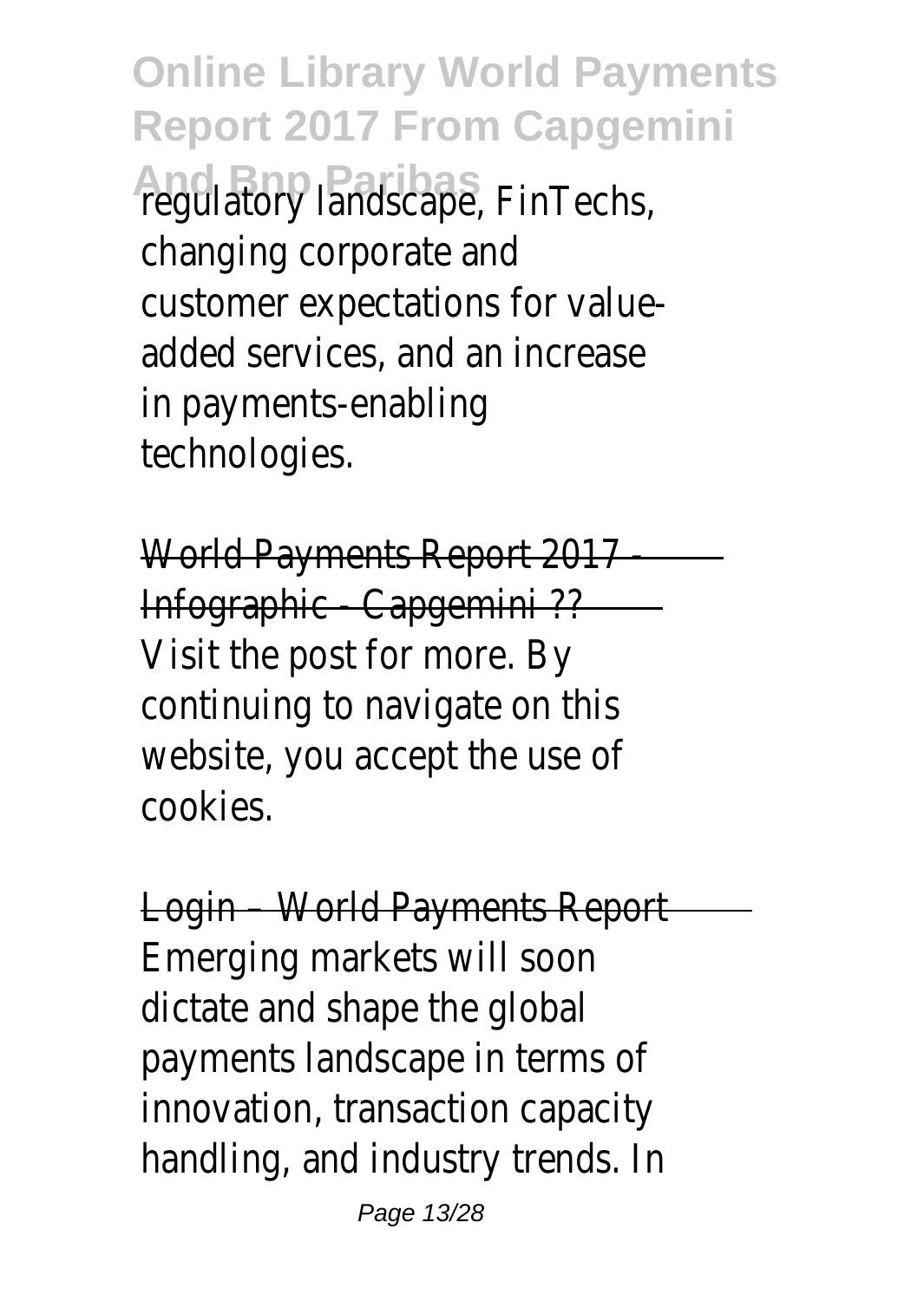regulatory landscape, FinTechs, changing corporate and customer expectations for value-added services, and an increase in payments-enabling technologies.

World Payments Report 2017 - Infographic - Capgemini ??

Visit the post for more. By continuing to navigate on this website, you accept the use of cookies.

Login – World Payments Report

Emerging markets will soon dictate and shape the global payments landscape in terms of innovation, transaction capacity handling, and industry trends. In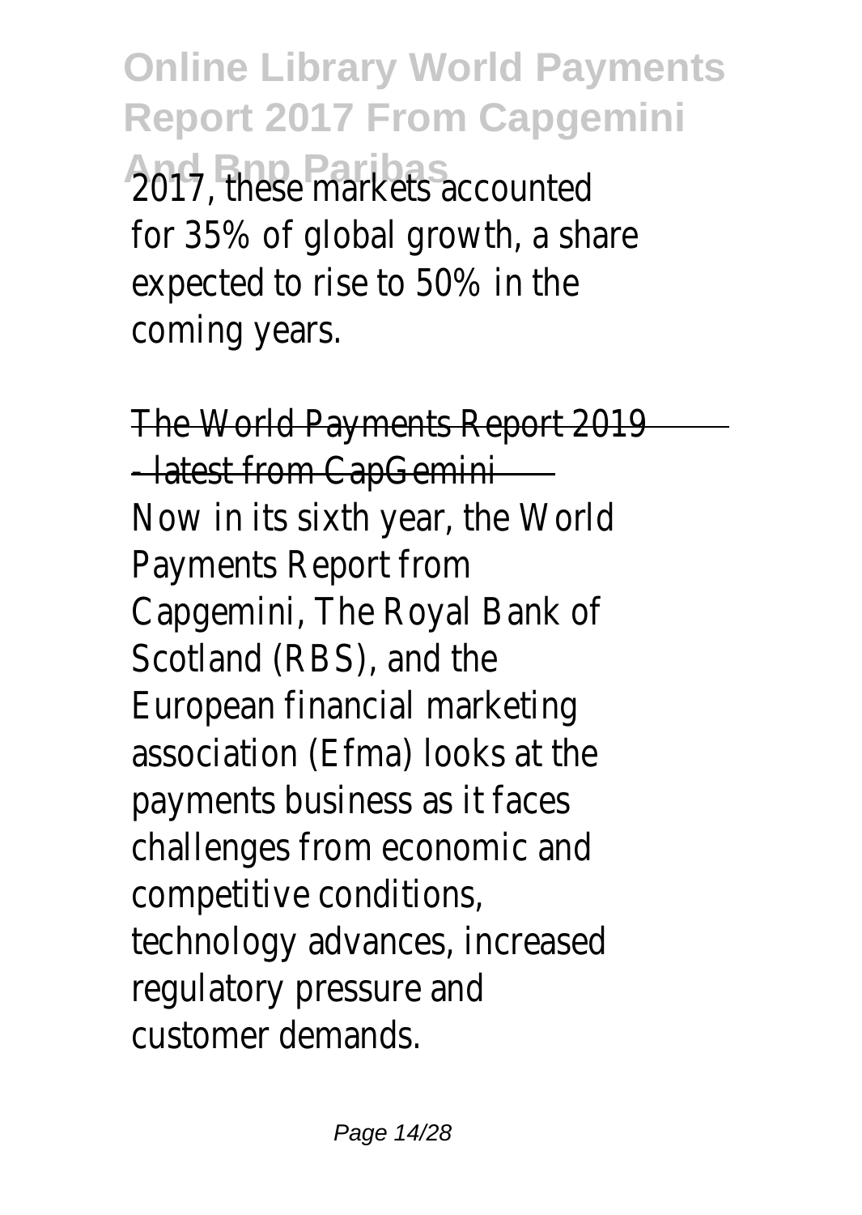2017, these markets accounted for 35% of global growth, a share expected to rise to 50% in the coming years.

The World Payments Report 2019 - latest from CapGemini

Now in its sixth year, the World Payments Report from Capgemini, The Royal Bank of Scotland (RBS), and the European financial marketing association (Efma) looks at the payments business as it faces challenges from economic and competitive conditions, technology advances, increased regulatory pressure and customer demands.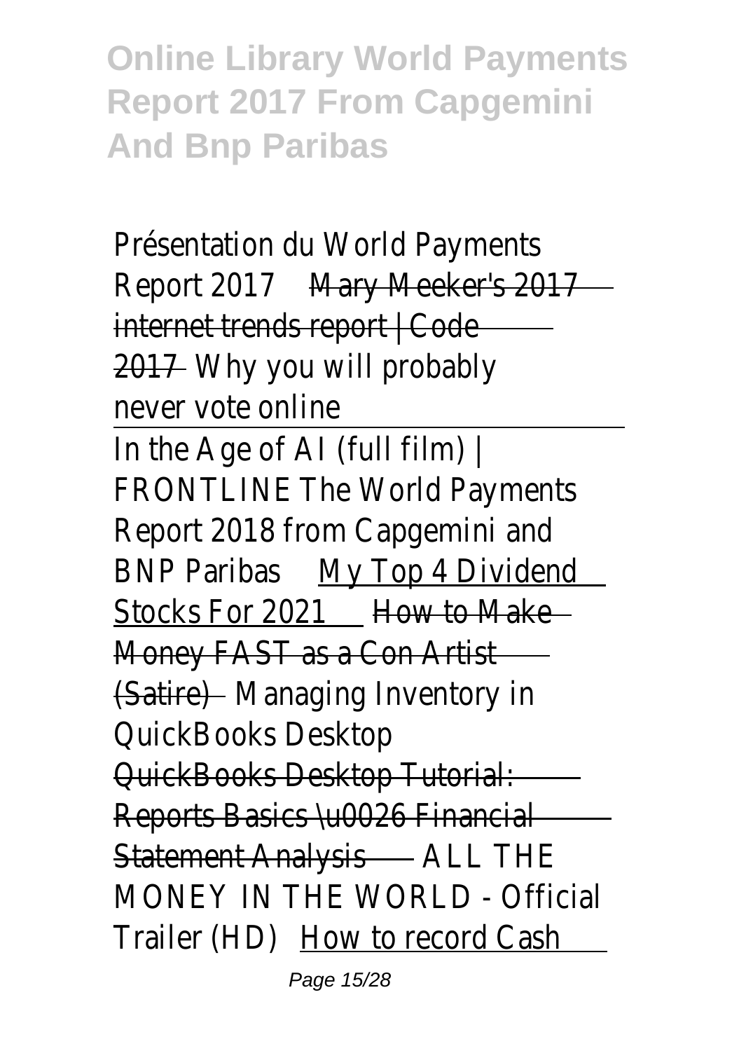Présentation du World Payments Report 2017 Mary Meeker's 2017 internet trends report | Code 2017 Why you will probably never vote online

In the Age of AI (full film) | FRONTLINE The World Payments Report 2018 from Capgemini and BNP Paribas My Top 4 Dividend Stocks For 2021 How to Make Money FAST as a Con Artist (Satire) Managing Inventory in QuickBooks Desktop QuickBooks Desktop Tutorial: Reports Basics \u0026 Financial Statement Analysis ALL THE MONEY IN THE WORLD - Official Trailer (HD) How to record Cash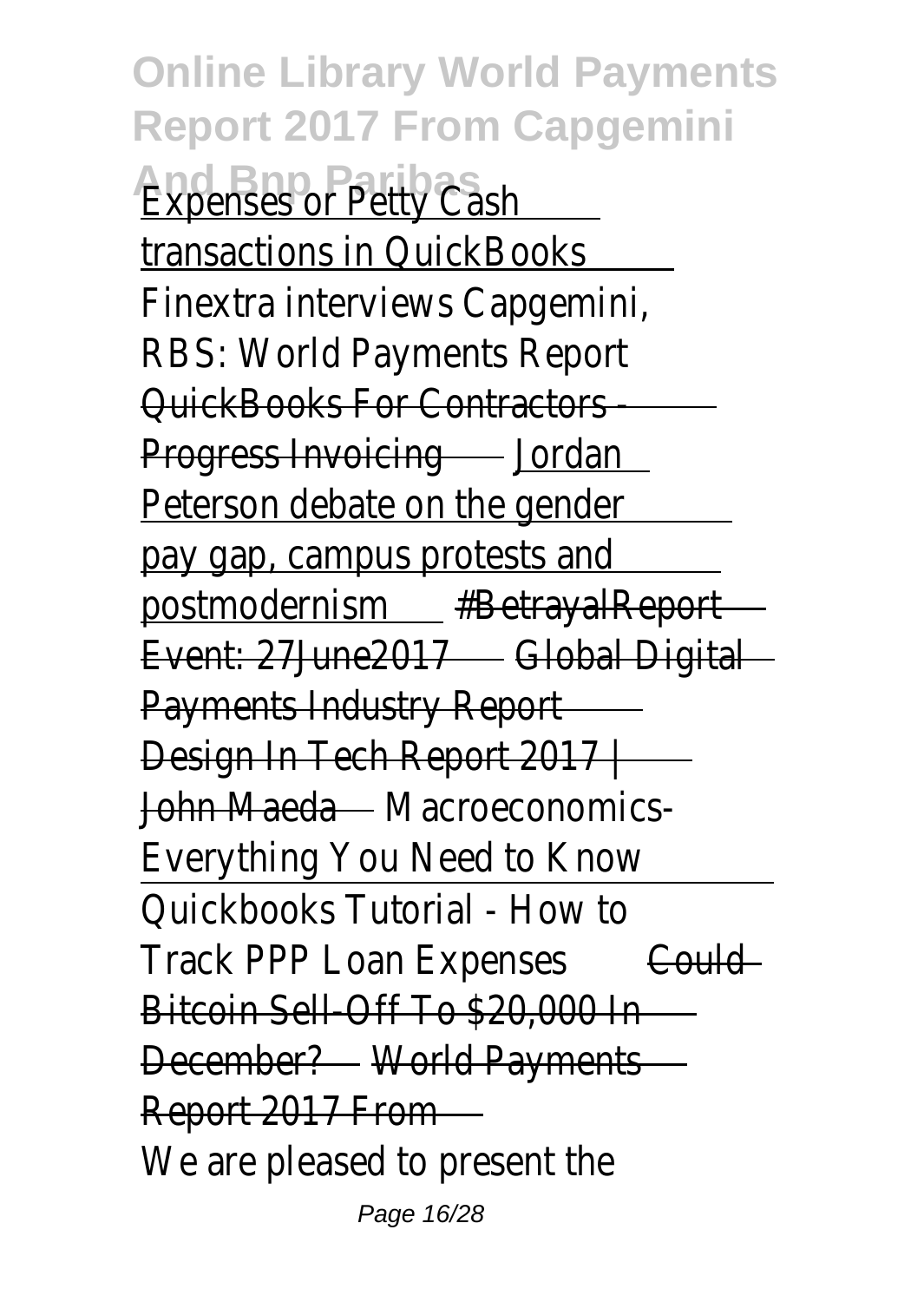Expenses or Petty Cash transactions in QuickBooks Finextra interviews Capgemini, RBS: World Payments Report QuickBooks For Contractors - Progress Invoicing Jordan Peterson debate on the gender pay gap, campus protests and postmodernism #BetrayalReport Event: 27June2017 Global Digital Payments Industry Report Design In Tech Report 2017 | John Maeda Macroeconomics-Everything You Need to Know Quickbooks Tutorial - How to Track PPP Loan Expenses Could Bitcoin Sell-Off To $20,000 In December? World Payments Report 2017 From

We are pleased to present the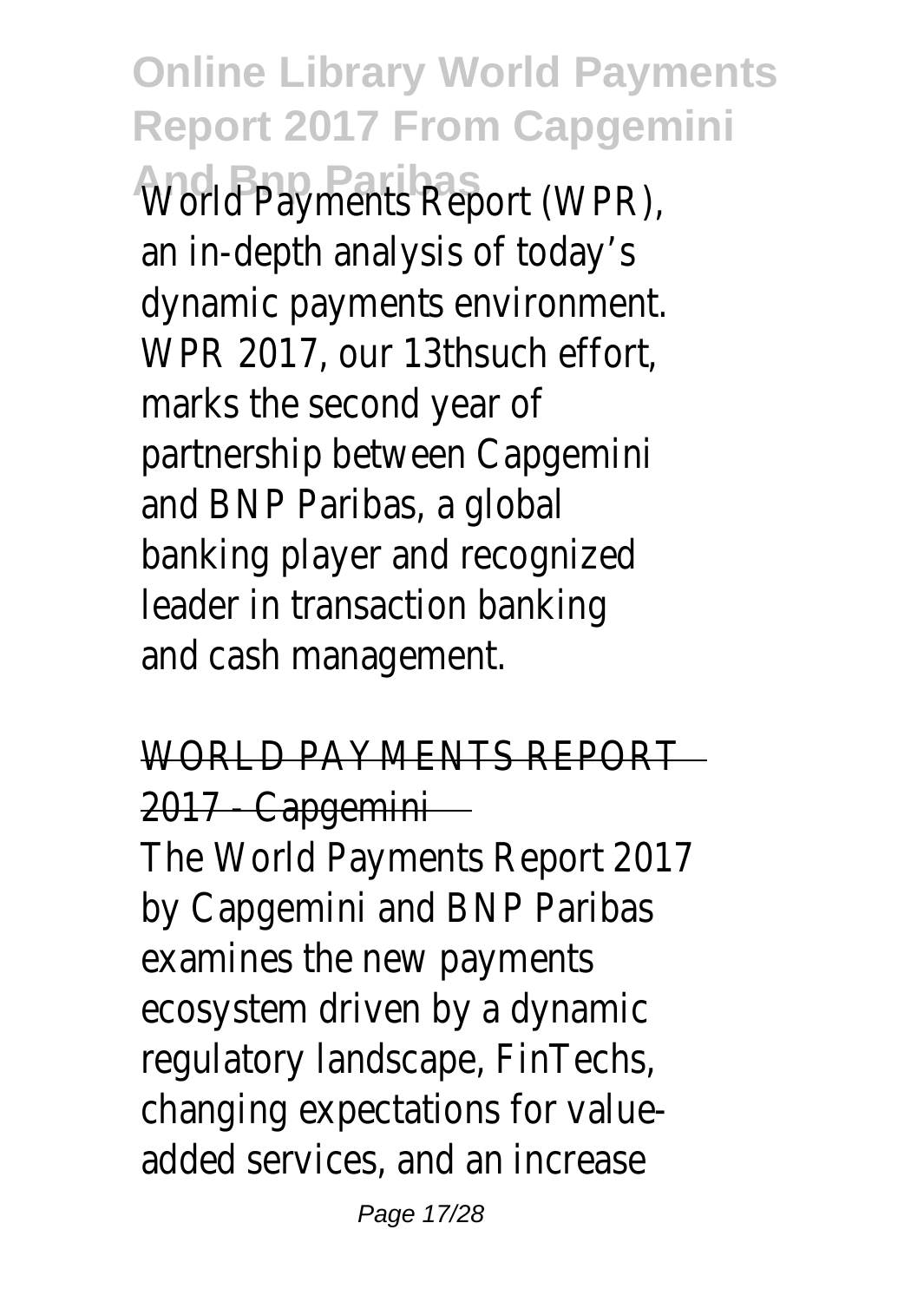World Payments Report (WPR), an in-depth analysis of today's dynamic payments environment. WPR 2017, our 13thsuch effort, marks the second year of partnership between Capgemini and BNP Paribas, a global banking player and recognized leader in transaction banking and cash management.

WORLD PAYMENTS REPORT 2017 - Capgemini

The World Payments Report 2017 by Capgemini and BNP Paribas examines the new payments ecosystem driven by a dynamic regulatory landscape, FinTechs, changing expectations for value-added services, and an increase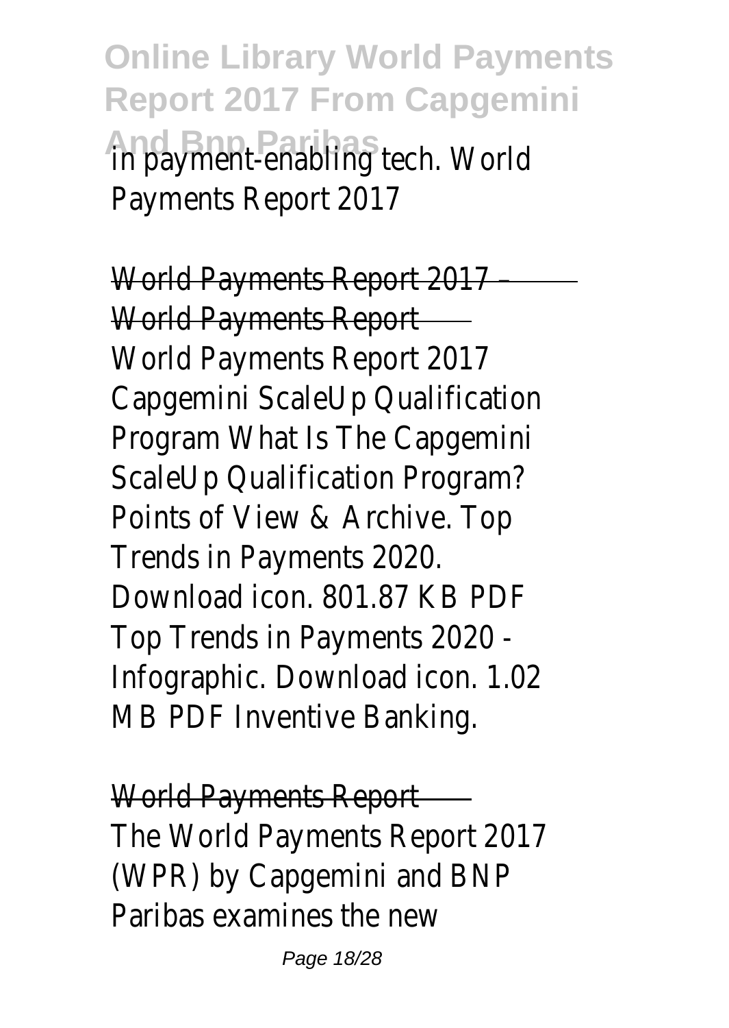in payment-enabling tech. World Payments Report 2017

World Payments Report 2017 – World Payments Report

World Payments Report 2017 Capgemini ScaleUp Qualification Program What Is The Capgemini ScaleUp Qualification Program? Points of View & Archive. Top Trends in Payments 2020. Download icon. 801.87 KB PDF Top Trends in Payments 2020 - Infographic. Download icon. 1.02 MB PDF Inventive Banking.

World Payments Report

The World Payments Report 2017 (WPR) by Capgemini and BNP Paribas examines the new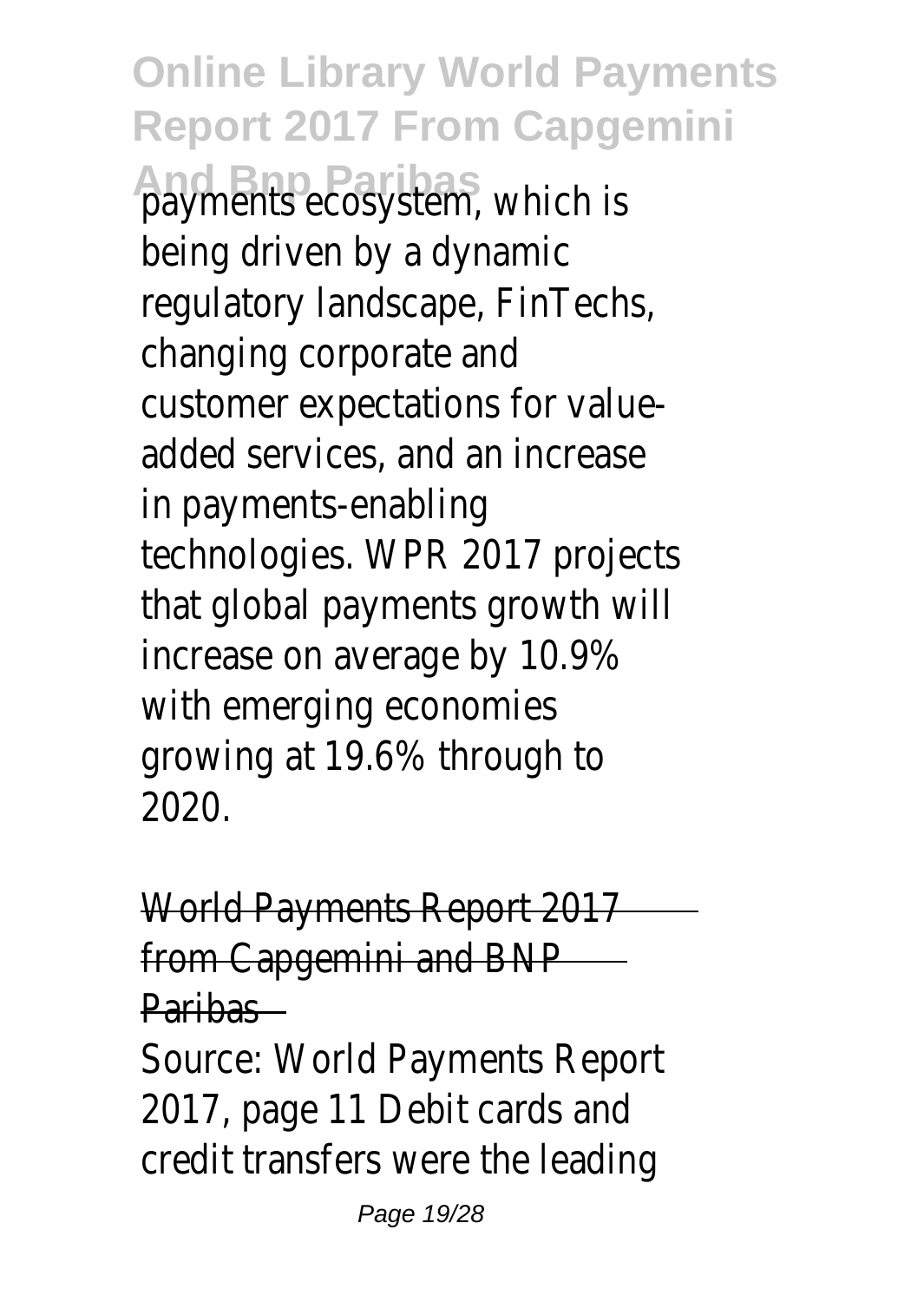payments ecosystem, which is being driven by a dynamic regulatory landscape, FinTechs, changing corporate and customer expectations for value-added services, and an increase in payments-enabling technologies. WPR 2017 projects that global payments growth will increase on average by 10.9% with emerging economies growing at 19.6% through to 2020.

World Payments Report 2017 from Capgemini and BNP Paribas

Source: World Payments Report 2017, page 11 Debit cards and credit transfers were the leading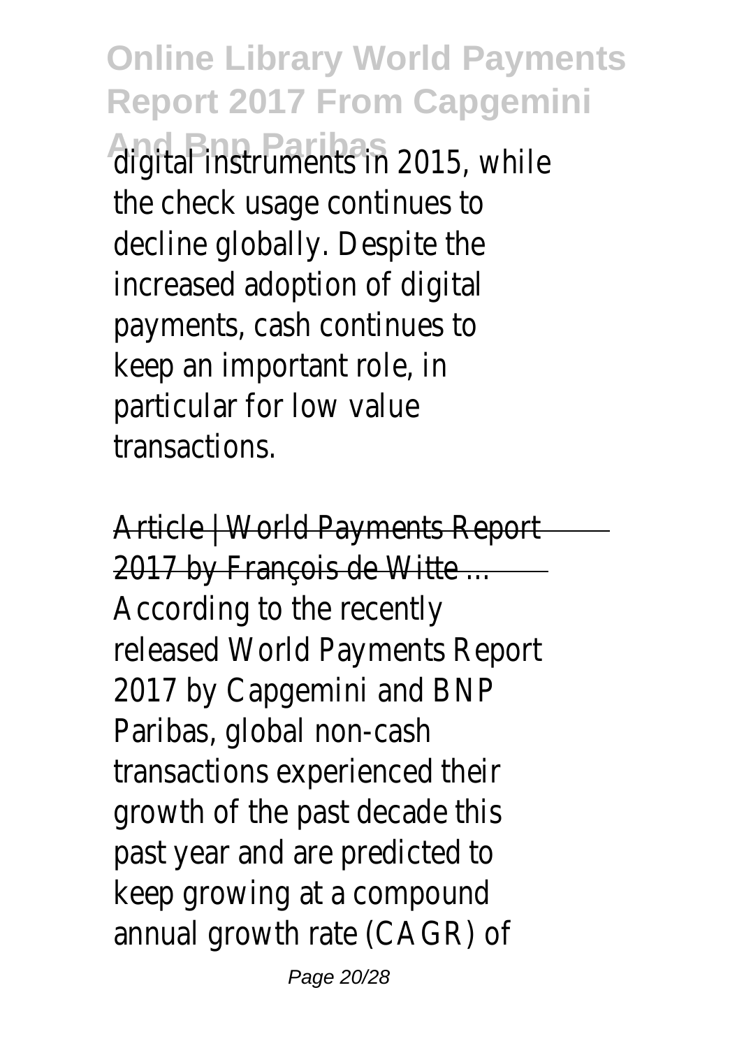digital instruments in 2015, while the check usage continues to decline globally. Despite the increased adoption of digital payments, cash continues to keep an important role, in particular for low value transactions.

Article | World Payments Report 2017 by François de Witte ...

According to the recently released World Payments Report 2017 by Capgemini and BNP Paribas, global non-cash transactions experienced their growth of the past decade this past year and are predicted to keep growing at a compound annual growth rate (CAGR) of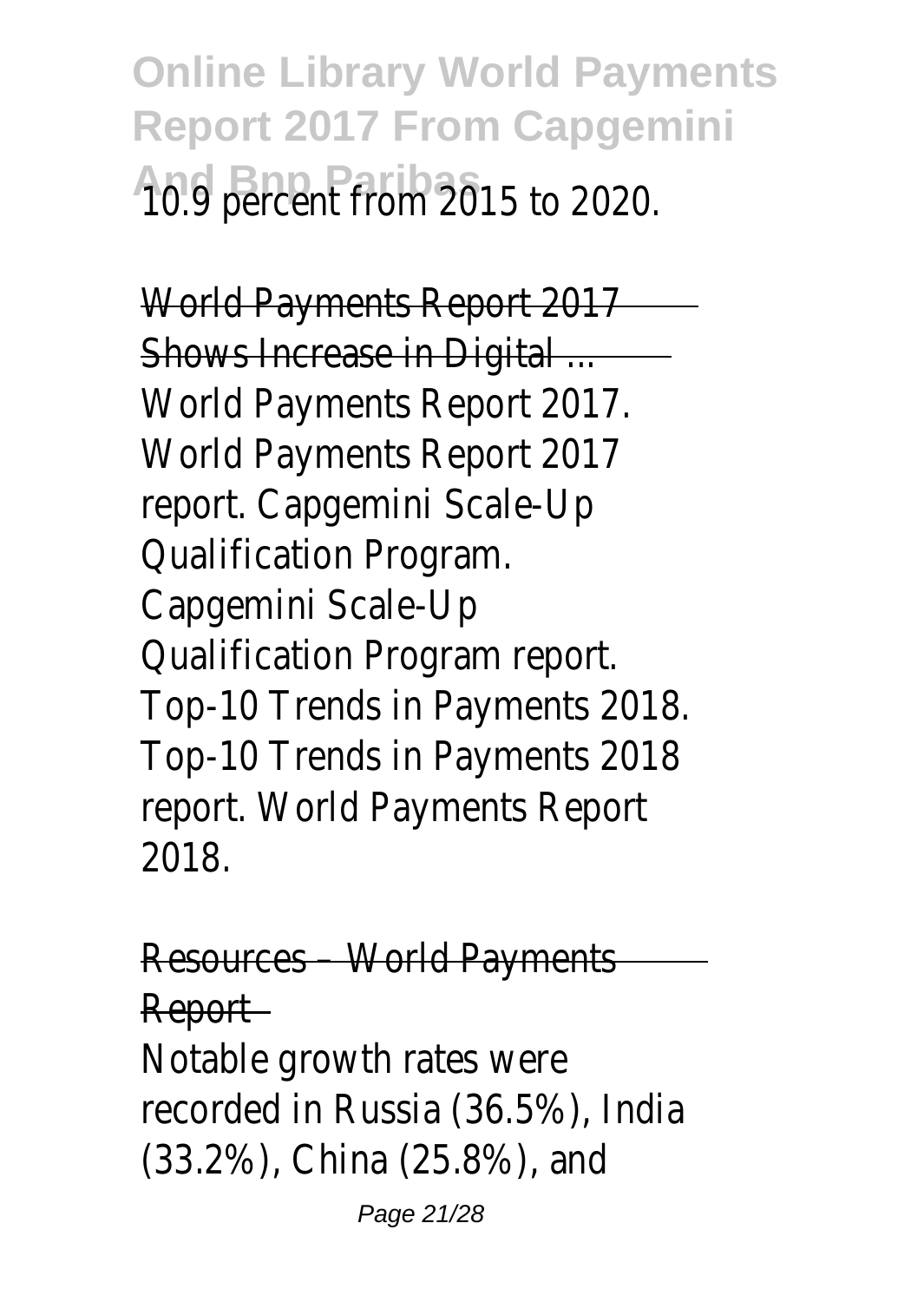10.9 percent from 2015 to 2020.

World Payments Report 2017 Shows Increase in Digital ...

World Payments Report 2017. World Payments Report 2017 report. Capgemini Scale-Up Qualification Program. Capgemini Scale-Up Qualification Program report. Top-10 Trends in Payments 2018. Top-10 Trends in Payments 2018 report. World Payments Report 2018.

Resources – World Payments Report

Notable growth rates were recorded in Russia (36.5%), India (33.2%), China (25.8%), and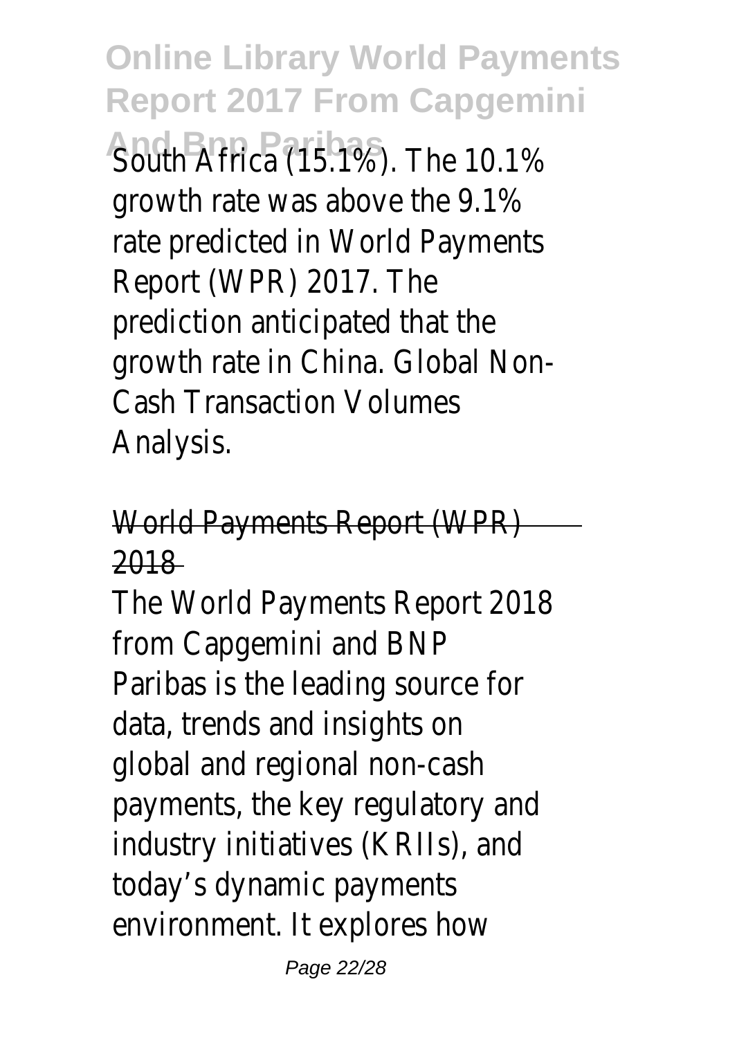South Africa (15.1%). The 10.1% growth rate was above the 9.1% rate predicted in World Payments Report (WPR) 2017. The prediction anticipated that the growth rate in China. Global Non-Cash Transaction Volumes Analysis.

## World Payments Report (WPR) 2018

The World Payments Report 2018 from Capgemini and BNP Paribas is the leading source for data, trends and insights on global and regional non-cash payments, the key regulatory and industry initiatives (KRIIs), and today's dynamic payments environment. It explores how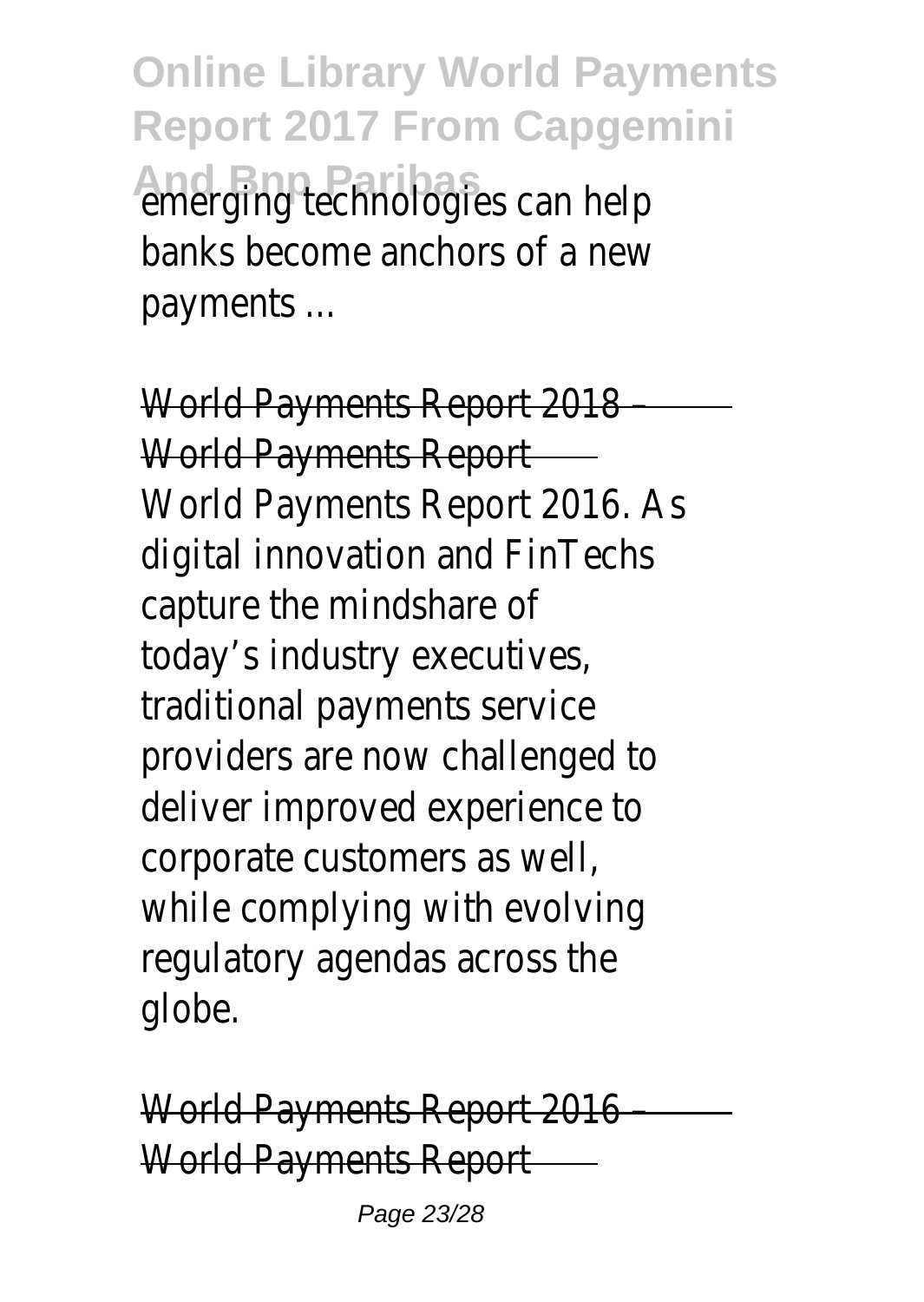emerging technologies can help banks become anchors of a new payments ...

World Payments Report 2018 – World Payments Report

World Payments Report 2016. As digital innovation and FinTechs capture the mindshare of today's industry executives, traditional payments service providers are now challenged to deliver improved experience to corporate customers as well, while complying with evolving regulatory agendas across the globe.

World Payments Report 2016 – World Payments Report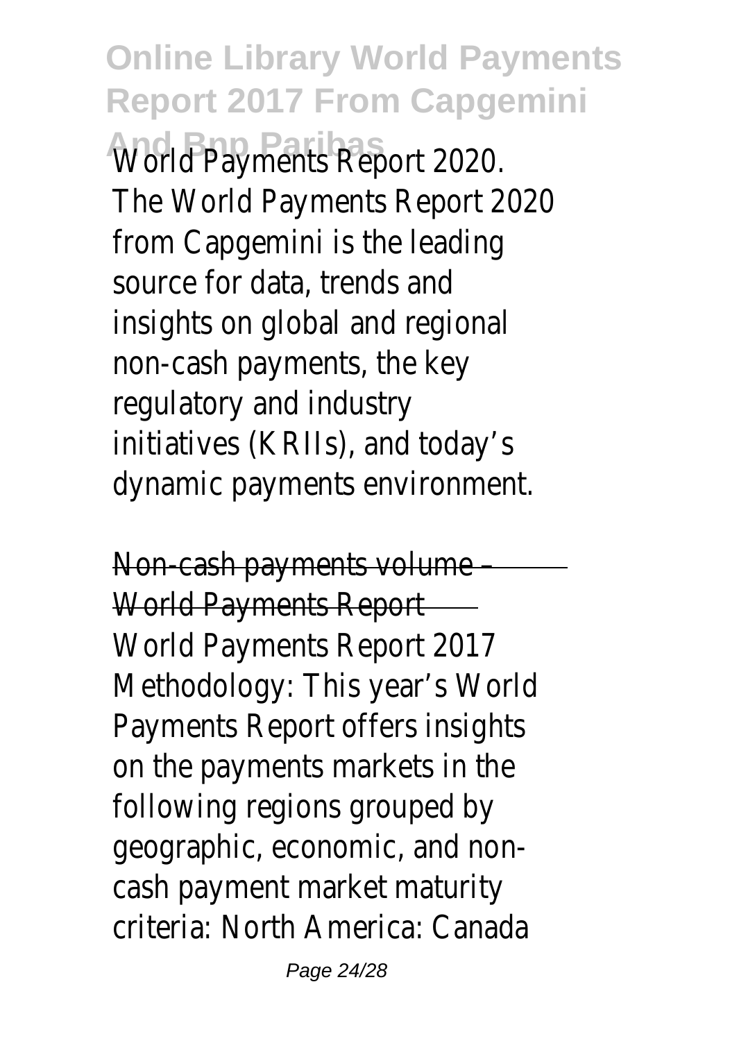World Payments Report 2020. The World Payments Report 2020 from Capgemini is the leading source for data, trends and insights on global and regional non-cash payments, the key regulatory and industry initiatives (KRIIs), and today's dynamic payments environment.

Non-cash payments volume – World Payments Report

World Payments Report 2017 Methodology: This year's World Payments Report offers insights on the payments markets in the following regions grouped by geographic, economic, and non-cash payment market maturity criteria: North America: Canada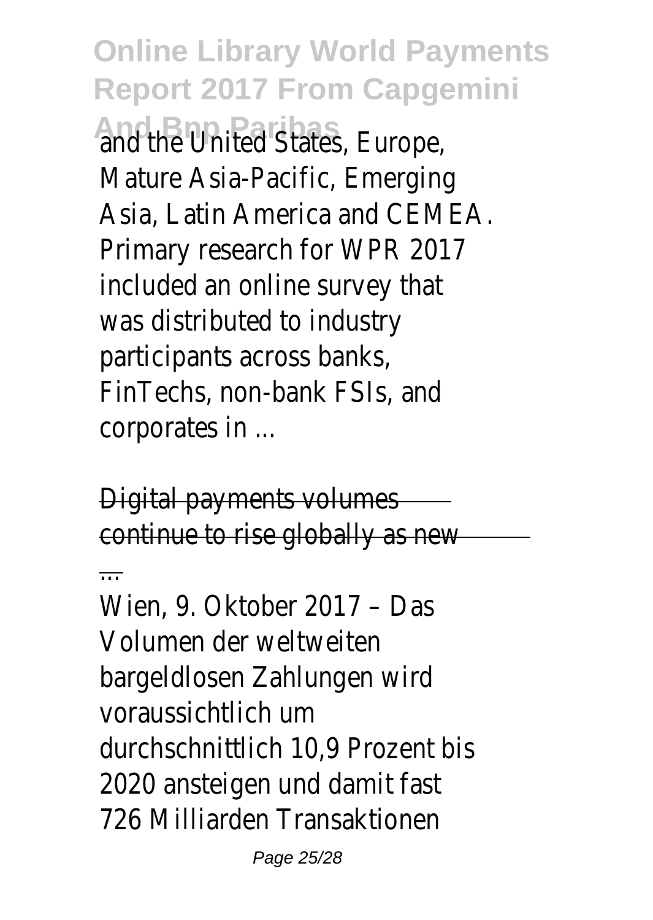and the United States, Europe, Mature Asia-Pacific, Emerging Asia, Latin America and CEMEA. Primary research for WPR 2017 included an online survey that was distributed to industry participants across banks, FinTechs, non-bank FSIs, and corporates in ...

Digital payments volumes continue to rise globally as new ...

Wien, 9. Oktober 2017 – Das Volumen der weltweiten bargeldlosen Zahlungen wird voraussichtlich um durchschnittlich 10,9 Prozent bis 2020 ansteigen und damit fast 726 Milliarden Transaktionen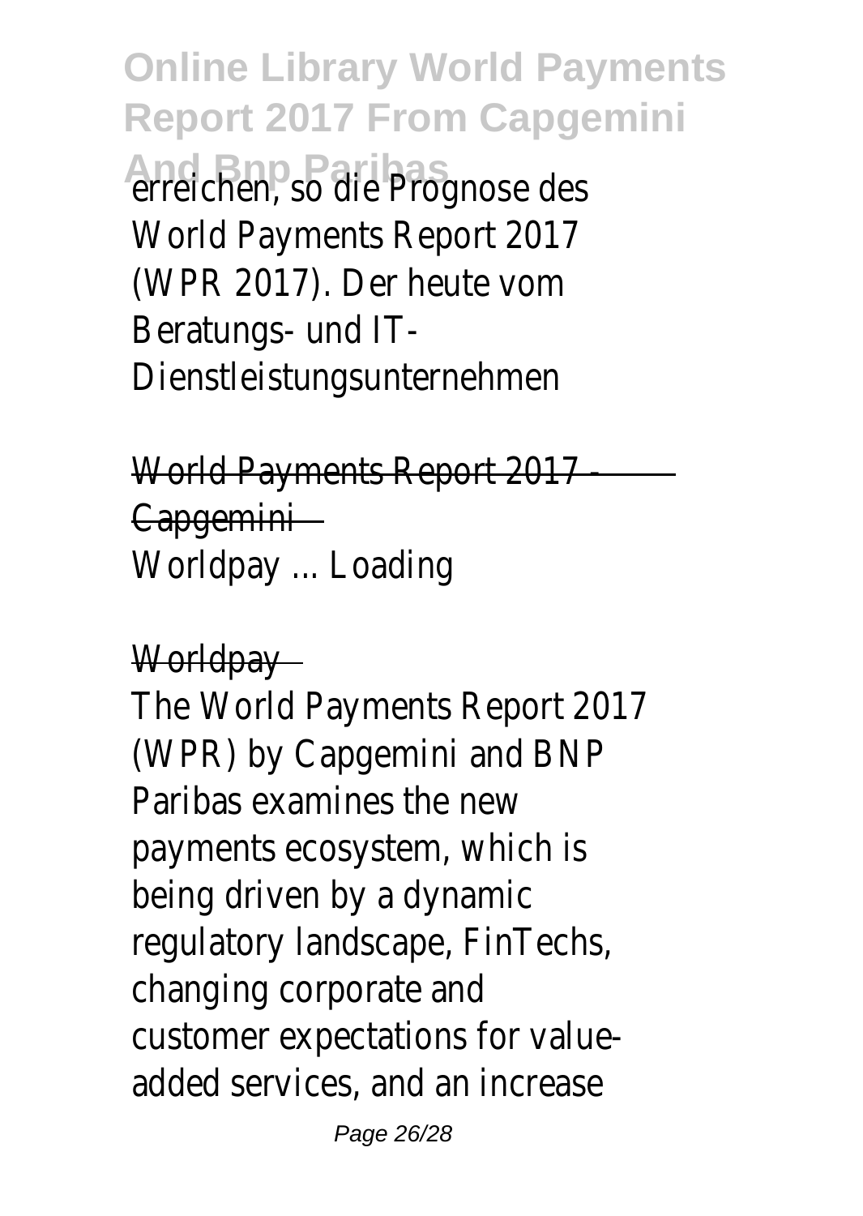erreichen, so die Prognose des World Payments Report 2017 (WPR 2017). Der heute vom Beratungs- und IT-Dienstleistungsunternehmen

World Payments Report 2017 - Capgemini

Worldpay ... Loading

Worldpay

The World Payments Report 2017 (WPR) by Capgemini and BNP Paribas examines the new payments ecosystem, which is being driven by a dynamic regulatory landscape, FinTechs, changing corporate and customer expectations for value-added services, and an increase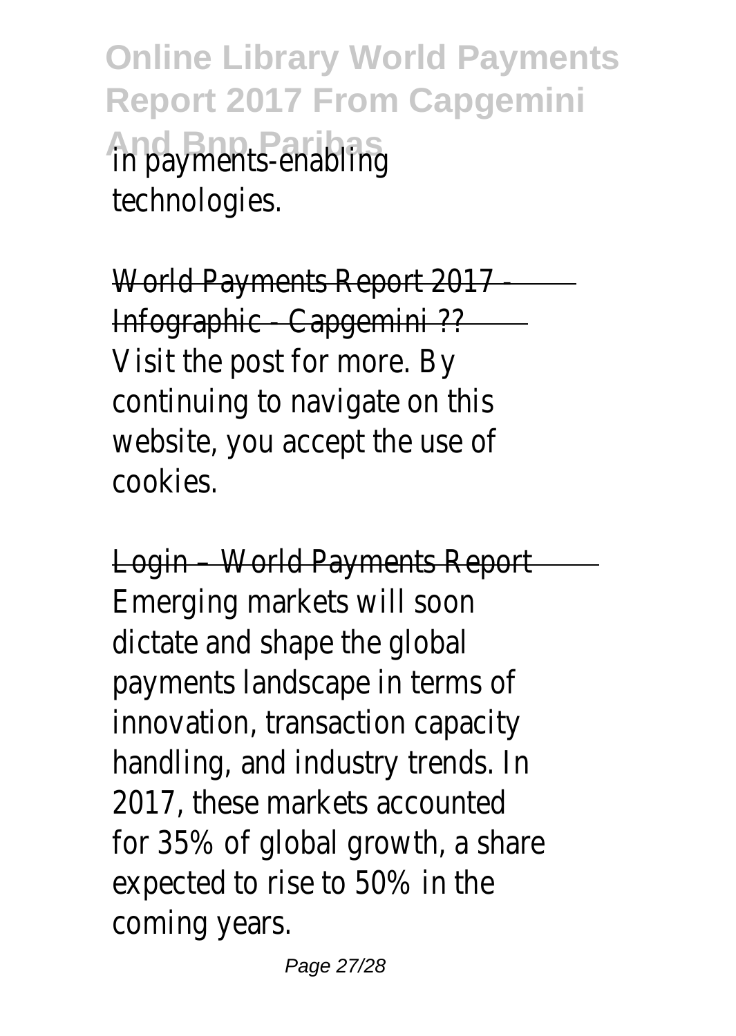in payments-enabling technologies.

World Payments Report 2017 - Infographic - Capgemini ??

Visit the post for more. By continuing to navigate on this website, you accept the use of cookies.

Login – World Payments Report

Emerging markets will soon dictate and shape the global payments landscape in terms of innovation, transaction capacity handling, and industry trends. In 2017, these markets accounted for 35% of global growth, a share expected to rise to 50% in the coming years.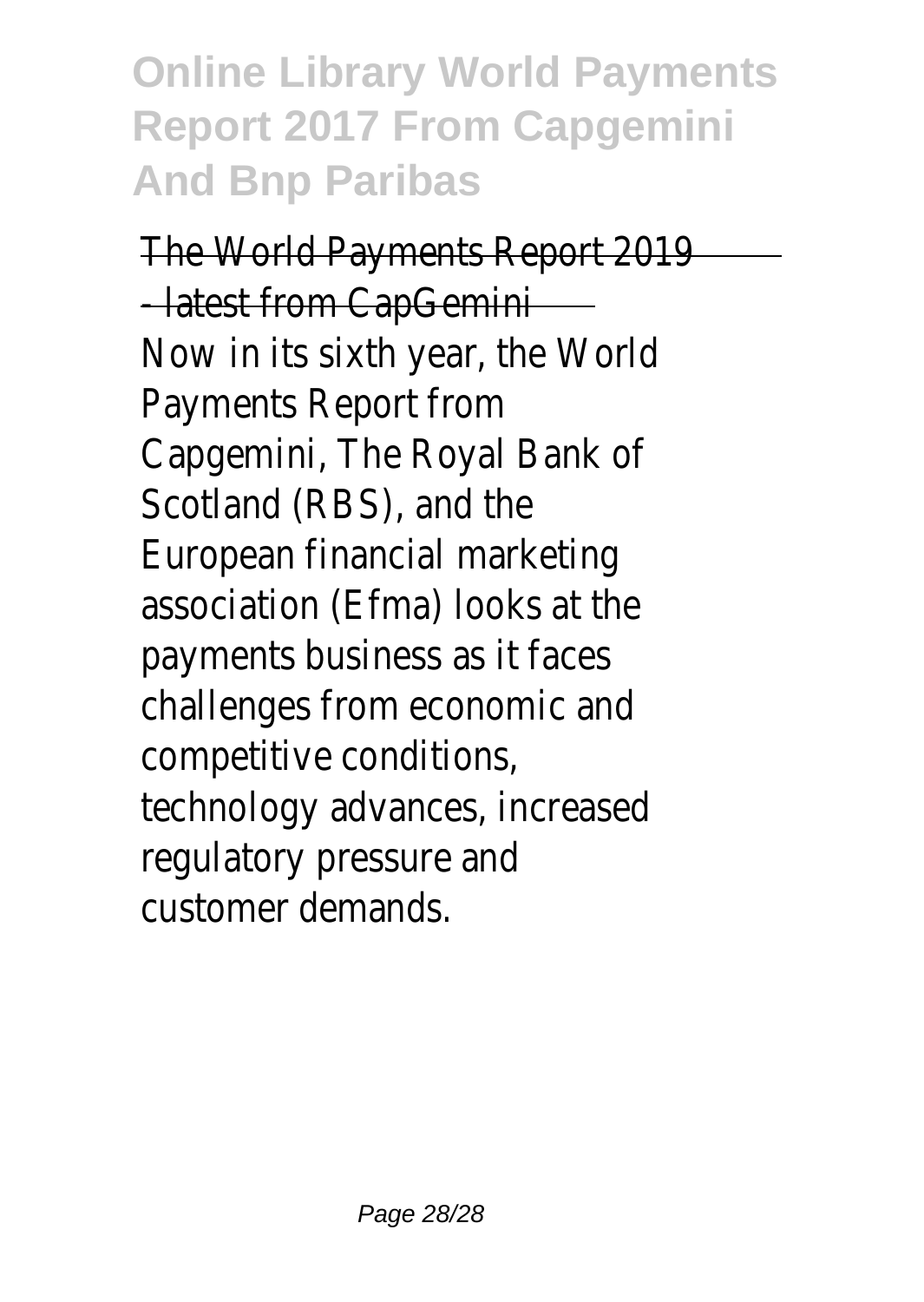The World Payments Report 2019 - latest from CapGemini

Now in its sixth year, the World Payments Report from Capgemini, The Royal Bank of Scotland (RBS), and the European financial marketing association (Efma) looks at the payments business as it faces challenges from economic and competitive conditions, technology advances, increased regulatory pressure and customer demands.